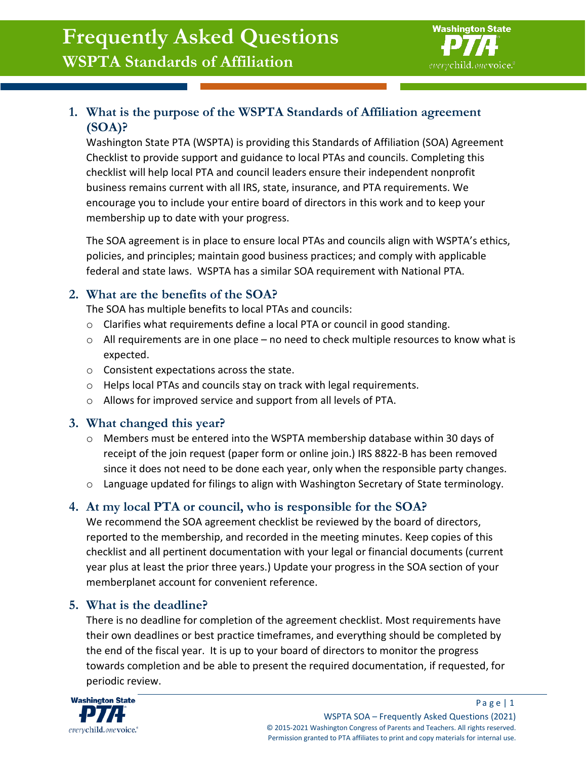# Frequently Asked Questions
## WSPTA Standards of Affiliation

### 1. What is the purpose of the WSPTA Standards of Affiliation agreement (SOA)?

Washington State PTA (WSPTA) is providing this Standards of Affiliation (SOA) Agreement Checklist to provide support and guidance to local PTAs and councils. Completing this checklist will help local PTA and council leaders ensure their independent nonprofit business remains current with all IRS, state, insurance, and PTA requirements. We encourage you to include your entire board of directors in this work and to keep your membership up to date with your progress.

The SOA agreement is in place to ensure local PTAs and councils align with WSPTA's ethics, policies, and principles; maintain good business practices; and comply with applicable federal and state laws. WSPTA has a similar SOA requirement with National PTA.

### 2. What are the benefits of the SOA?

The SOA has multiple benefits to local PTAs and councils:

- Clarifies what requirements define a local PTA or council in good standing.
- All requirements are in one place – no need to check multiple resources to know what is expected.
- Consistent expectations across the state.
- Helps local PTAs and councils stay on track with legal requirements.
- Allows for improved service and support from all levels of PTA.

### 3. What changed this year?

- Members must be entered into the WSPTA membership database within 30 days of receipt of the join request (paper form or online join.) IRS 8822-B has been removed since it does not need to be done each year, only when the responsible party changes.
- Language updated for filings to align with Washington Secretary of State terminology.

### 4. At my local PTA or council, who is responsible for the SOA?

We recommend the SOA agreement checklist be reviewed by the board of directors, reported to the membership, and recorded in the meeting minutes. Keep copies of this checklist and all pertinent documentation with your legal or financial documents (current year plus at least the prior three years.) Update your progress in the SOA section of your memberplanet account for convenient reference.

### 5. What is the deadline?

There is no deadline for completion of the agreement checklist. Most requirements have their own deadlines or best practice timeframes, and everything should be completed by the end of the fiscal year. It is up to your board of directors to monitor the progress towards completion and be able to present the required documentation, if requested, for periodic review.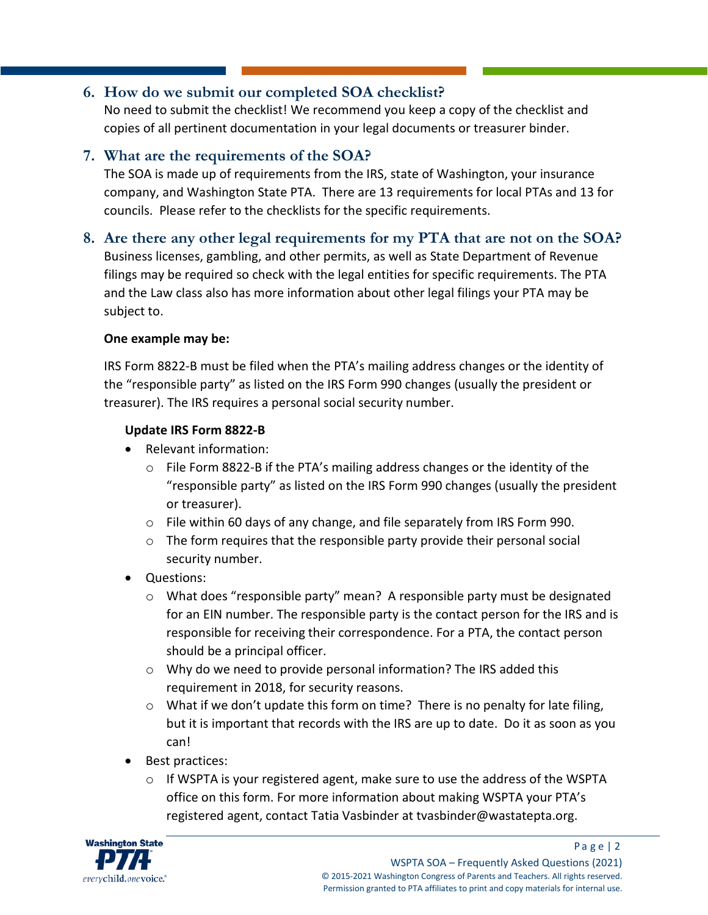## 6. How do we submit our completed SOA checklist?

No need to submit the checklist! We recommend you keep a copy of the checklist and copies of all pertinent documentation in your legal documents or treasurer binder.

## 7. What are the requirements of the SOA?

The SOA is made up of requirements from the IRS, state of Washington, your insurance company, and Washington State PTA. There are 13 requirements for local PTAs and 13 for councils. Please refer to the checklists for the specific requirements.

## 8. Are there any other legal requirements for my PTA that are not on the SOA?

Business licenses, gambling, and other permits, as well as State Department of Revenue filings may be required so check with the legal entities for specific requirements. The PTA and the Law class also has more information about other legal filings your PTA may be subject to.

**One example may be:**

IRS Form 8822-B must be filed when the PTA's mailing address changes or the identity of the "responsible party" as listed on the IRS Form 990 changes (usually the president or treasurer). The IRS requires a personal social security number.

**Update IRS Form 8822-B**

- Relevant information:
  - File Form 8822-B if the PTA's mailing address changes or the identity of the "responsible party" as listed on the IRS Form 990 changes (usually the president or treasurer).
  - File within 60 days of any change, and file separately from IRS Form 990.
  - The form requires that the responsible party provide their personal social security number.
- Questions:
  - What does "responsible party" mean? A responsible party must be designated for an EIN number. The responsible party is the contact person for the IRS and is responsible for receiving their correspondence. For a PTA, the contact person should be a principal officer.
  - Why do we need to provide personal information? The IRS added this requirement in 2018, for security reasons.
  - What if we don't update this form on time? There is no penalty for late filing, but it is important that records with the IRS are up to date. Do it as soon as you can!
- Best practices:
  - If WSPTA is your registered agent, make sure to use the address of the WSPTA office on this form. For more information about making WSPTA your PTA's registered agent, contact Tatia Vasbinder at tvasbinder@wastatepta.org.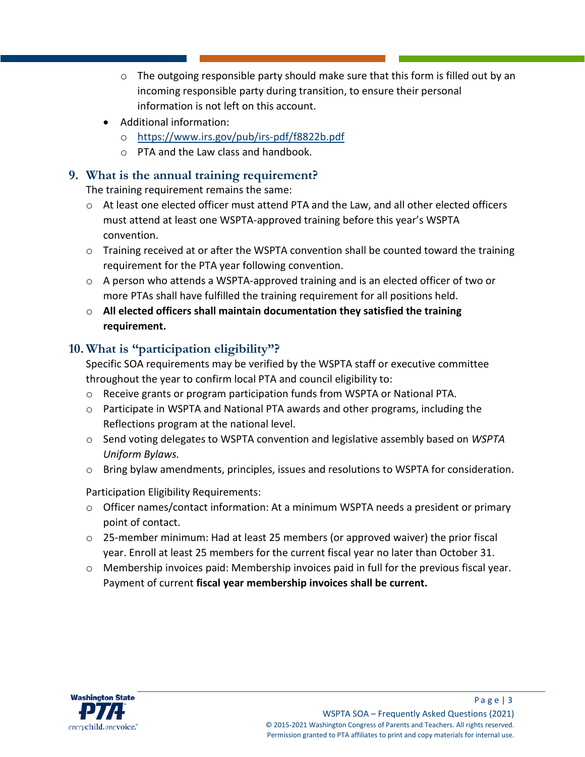- The outgoing responsible party should make sure that this form is filled out by an incoming responsible party during transition, to ensure their personal information is not left on this account.
- Additional information:
  - https://www.irs.gov/pub/irs-pdf/f8822b.pdf
  - PTA and the Law class and handbook.

## 9. What is the annual training requirement?

The training requirement remains the same:

- At least one elected officer must attend PTA and the Law, and all other elected officers must attend at least one WSPTA-approved training before this year's WSPTA convention.
- Training received at or after the WSPTA convention shall be counted toward the training requirement for the PTA year following convention.
- A person who attends a WSPTA-approved training and is an elected officer of two or more PTAs shall have fulfilled the training requirement for all positions held.
- **All elected officers shall maintain documentation they satisfied the training requirement.**

## 10. What is "participation eligibility"?

Specific SOA requirements may be verified by the WSPTA staff or executive committee throughout the year to confirm local PTA and council eligibility to:

- Receive grants or program participation funds from WSPTA or National PTA.
- Participate in WSPTA and National PTA awards and other programs, including the Reflections program at the national level.
- Send voting delegates to WSPTA convention and legislative assembly based on *WSPTA Uniform Bylaws.*
- Bring bylaw amendments, principles, issues and resolutions to WSPTA for consideration.

Participation Eligibility Requirements:

- Officer names/contact information: At a minimum WSPTA needs a president or primary point of contact.
- 25-member minimum: Had at least 25 members (or approved waiver) the prior fiscal year. Enroll at least 25 members for the current fiscal year no later than October 31.
- Membership invoices paid: Membership invoices paid in full for the previous fiscal year. Payment of current **fiscal year membership invoices shall be current.**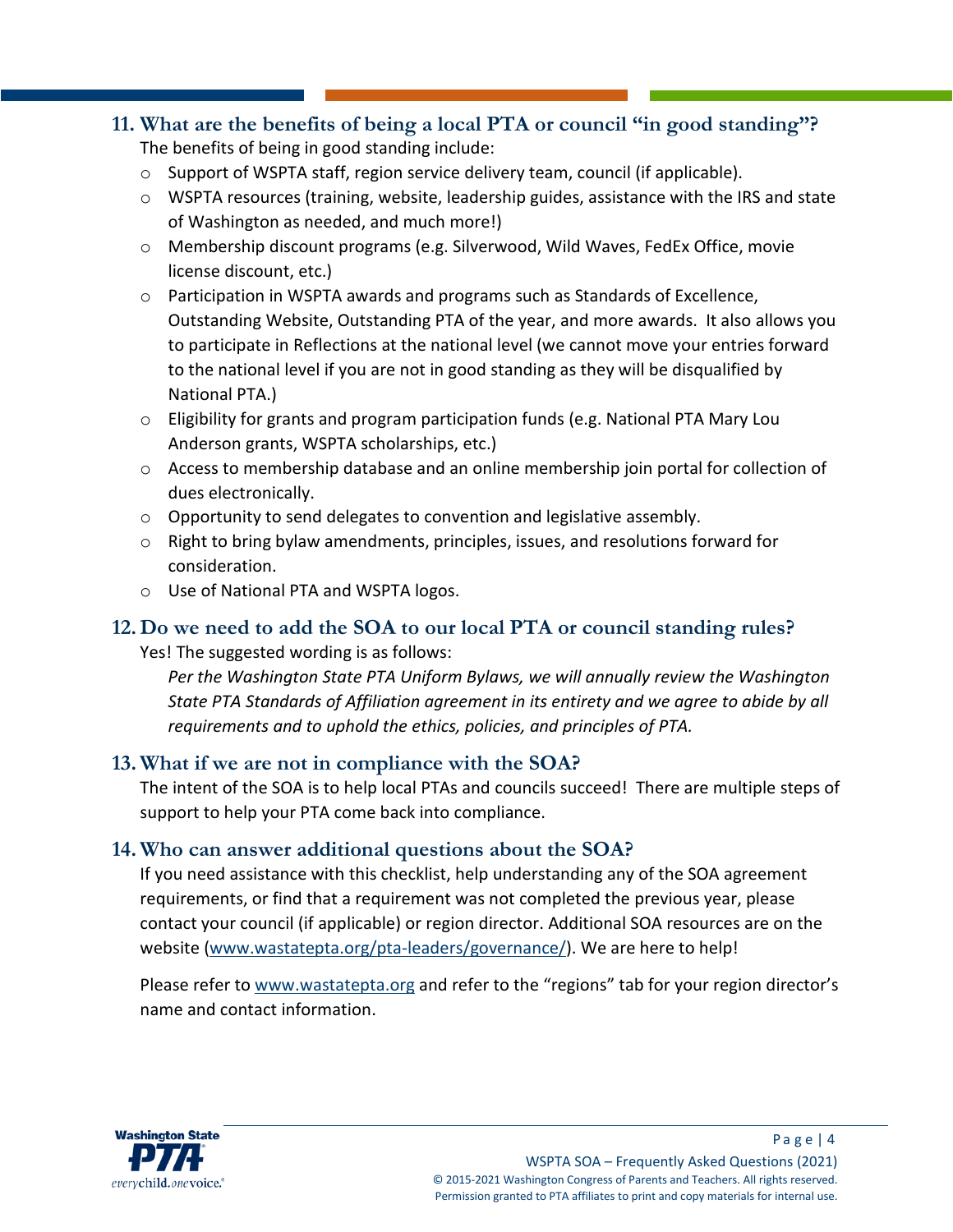## 11. What are the benefits of being a local PTA or council "in good standing"?

The benefits of being in good standing include:

- Support of WSPTA staff, region service delivery team, council (if applicable).
- WSPTA resources (training, website, leadership guides, assistance with the IRS and state of Washington as needed, and much more!)
- Membership discount programs (e.g. Silverwood, Wild Waves, FedEx Office, movie license discount, etc.)
- Participation in WSPTA awards and programs such as Standards of Excellence, Outstanding Website, Outstanding PTA of the year, and more awards. It also allows you to participate in Reflections at the national level (we cannot move your entries forward to the national level if you are not in good standing as they will be disqualified by National PTA.)
- Eligibility for grants and program participation funds (e.g. National PTA Mary Lou Anderson grants, WSPTA scholarships, etc.)
- Access to membership database and an online membership join portal for collection of dues electronically.
- Opportunity to send delegates to convention and legislative assembly.
- Right to bring bylaw amendments, principles, issues, and resolutions forward for consideration.
- Use of National PTA and WSPTA logos.

## 12. Do we need to add the SOA to our local PTA or council standing rules?

Yes! The suggested wording is as follows:

*Per the Washington State PTA Uniform Bylaws, we will annually review the Washington State PTA Standards of Affiliation agreement in its entirety and we agree to abide by all requirements and to uphold the ethics, policies, and principles of PTA.*

## 13. What if we are not in compliance with the SOA?

The intent of the SOA is to help local PTAs and councils succeed! There are multiple steps of support to help your PTA come back into compliance.

## 14. Who can answer additional questions about the SOA?

If you need assistance with this checklist, help understanding any of the SOA agreement requirements, or find that a requirement was not completed the previous year, please contact your council (if applicable) or region director. Additional SOA resources are on the website (www.wastatepta.org/pta-leaders/governance/). We are here to help!

Please refer to www.wastatepta.org and refer to the "regions" tab for your region director's name and contact information.

WSPTA SOA – Frequently Asked Questions (2021)
© 2015-2021 Washington Congress of Parents and Teachers. All rights reserved.
Permission granted to PTA affiliates to print and copy materials for internal use.